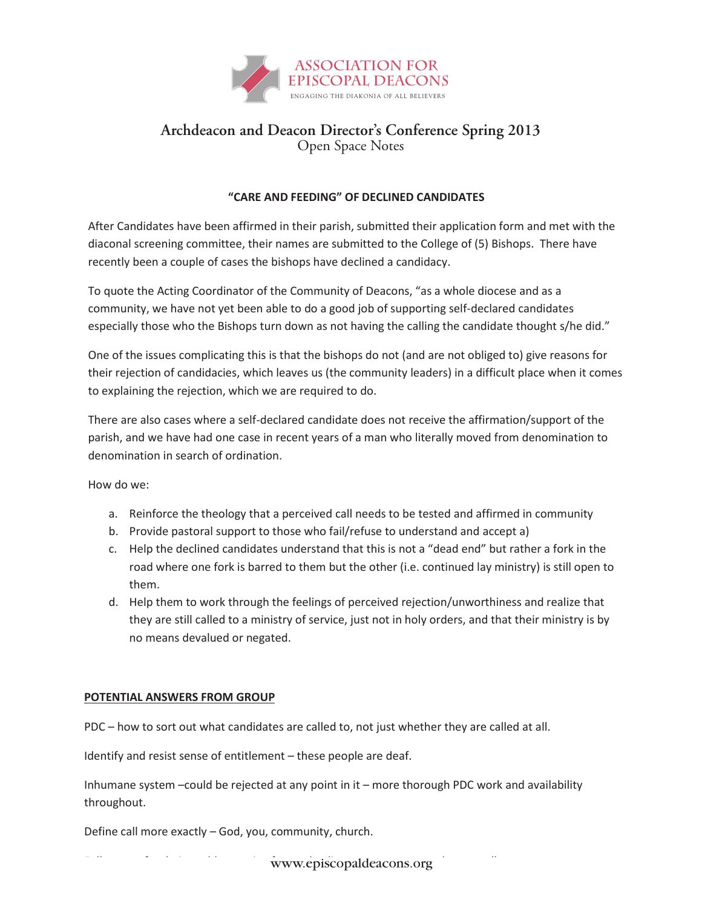# Archdeacon and Deacon Director's Conference Spring 2013

## Open Space Notes

### "CARE AND FEEDING" OF DECLINED CANDIDATES

After Candidates have been affirmed in their parish, submitted their application form and met with the diaconal screening committee, their names are submitted to the College of (5) Bishops. There have recently been a couple of cases the bishops have declined a candidacy.

To quote the Acting Coordinator of the Community of Deacons, "as a whole diocese and as a community, we have not yet been able to do a good job of supporting self-declared candidates especially those who the Bishops turn down as not having the calling the candidate thought s/he did."

One of the issues complicating this is that the bishops do not (and are not obliged to) give reasons for their rejection of candidacies, which leaves us (the community leaders) in a difficult place when it comes to explaining the rejection, which we are required to do.

There are also cases where a self-declared candidate does not receive the affirmation/support of the parish, and we have had one case in recent years of a man who literally moved from denomination to denomination in search of ordination.

How do we:

a. Reinforce the theology that a perceived call needs to be tested and affirmed in community
b. Provide pastoral support to those who fail/refuse to understand and accept a)
c. Help the declined candidates understand that this is not a "dead end" but rather a fork in the road where one fork is barred to them but the other (i.e. continued lay ministry) is still open to them.
d. Help them to work through the feelings of perceived rejection/unworthiness and realize that they are still called to a ministry of service, just not in holy orders, and that their ministry is by no means devalued or negated.

**POTENTIAL ANSWERS FROM GROUP**

PDC – how to sort out what candidates are called to, not just whether they are called at all.

Identify and resist sense of entitlement – these people are deaf.

Inhumane system –could be rejected at any point in it – more thorough PDC work and availability throughout.

Define call more exactly – God, you, community, church.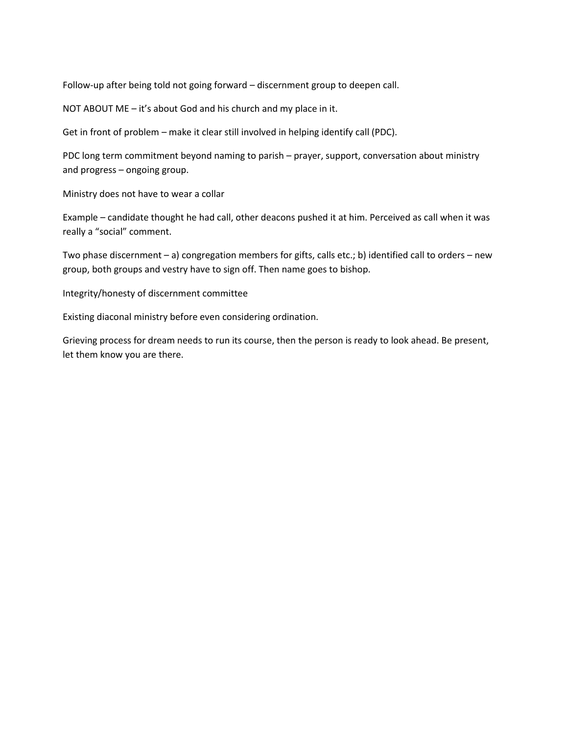Follow-up after being told not going forward – discernment group to deepen call.

NOT ABOUT ME – it's about God and his church and my place in it.

Get in front of problem – make it clear still involved in helping identify call (PDC).

PDC long term commitment beyond naming to parish – prayer, support, conversation about ministry and progress – ongoing group.

Ministry does not have to wear a collar

Example – candidate thought he had call, other deacons pushed it at him. Perceived as call when it was really a "social" comment.

Two phase discernment – a) congregation members for gifts, calls etc.; b) identified call to orders – new group, both groups and vestry have to sign off. Then name goes to bishop.

Integrity/honesty of discernment committee

Existing diaconal ministry before even considering ordination.

Grieving process for dream needs to run its course, then the person is ready to look ahead. Be present, let them know you are there.